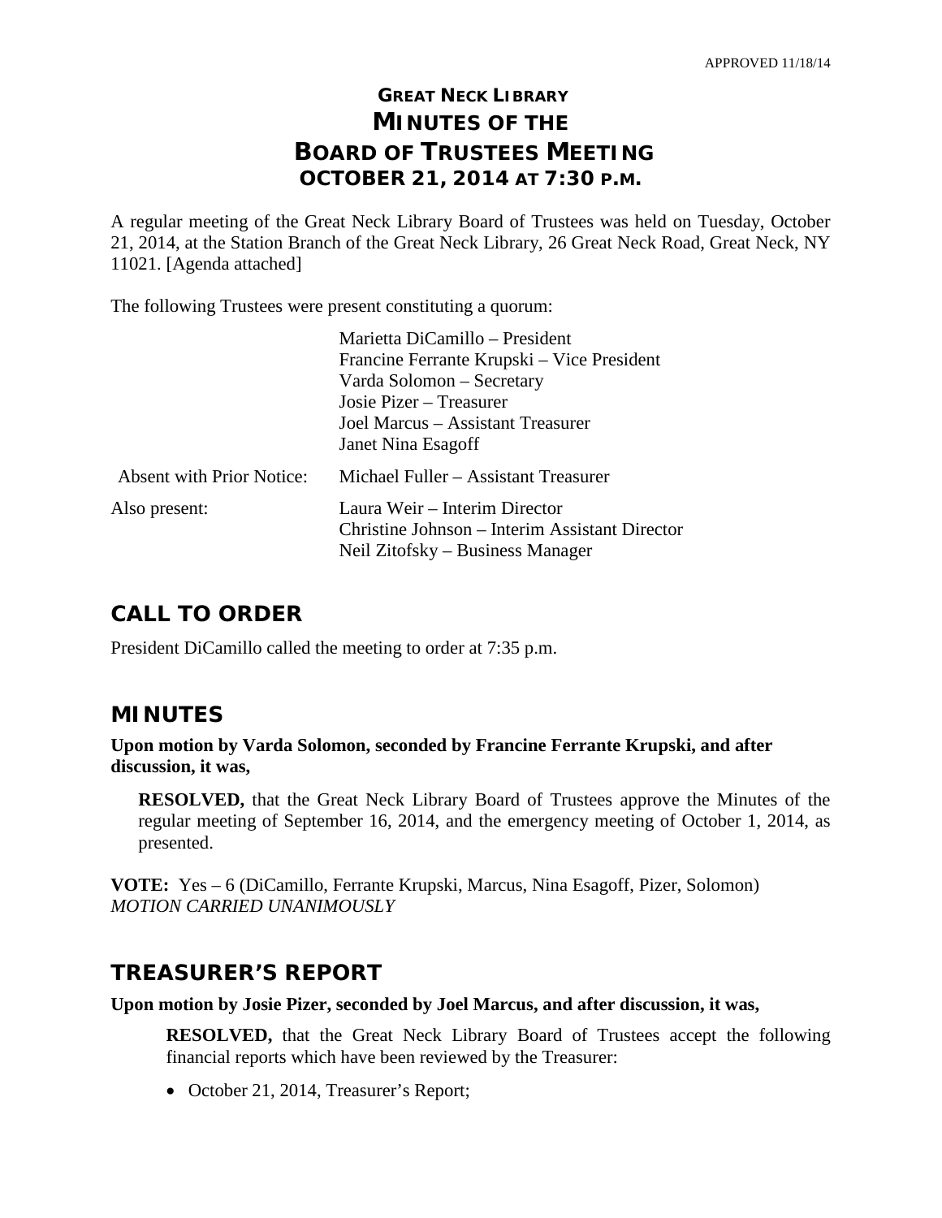APPROVED 11/18/14

# GREAT NECK LIBRARY MINUTES OF THE BOARD OF TRUSTEES MEETING OCTOBER 21, 2014 AT 7:30 P.M.

A regular meeting of the Great Neck Library Board of Trustees was held on Tuesday, October 21, 2014, at the Station Branch of the Great Neck Library, 26 Great Neck Road, Great Neck, NY 11021. [Agenda attached]

The following Trustees were present constituting a quorum:

Marietta DiCamillo – President
Francine Ferrante Krupski – Vice President
Varda Solomon – Secretary
Josie Pizer – Treasurer
Joel Marcus – Assistant Treasurer
Janet Nina Esagoff

Absent with Prior Notice: Michael Fuller – Assistant Treasurer

Also present:
Laura Weir – Interim Director
Christine Johnson – Interim Assistant Director
Neil Zitofsky – Business Manager

## CALL TO ORDER

President DiCamillo called the meeting to order at 7:35 p.m.

## MINUTES

**Upon motion by Varda Solomon, seconded by Francine Ferrante Krupski, and after discussion, it was,**

> **RESOLVED,** that the Great Neck Library Board of Trustees approve the Minutes of the regular meeting of September 16, 2014, and the emergency meeting of October 1, 2014, as presented.

**VOTE:** Yes – 6 (DiCamillo, Ferrante Krupski, Marcus, Nina Esagoff, Pizer, Solomon)
*MOTION CARRIED UNANIMOUSLY*

## TREASURER'S REPORT

**Upon motion by Josie Pizer, seconded by Joel Marcus, and after discussion, it was,**

> **RESOLVED,** that the Great Neck Library Board of Trustees accept the following financial reports which have been reviewed by the Treasurer:

- October 21, 2014, Treasurer's Report;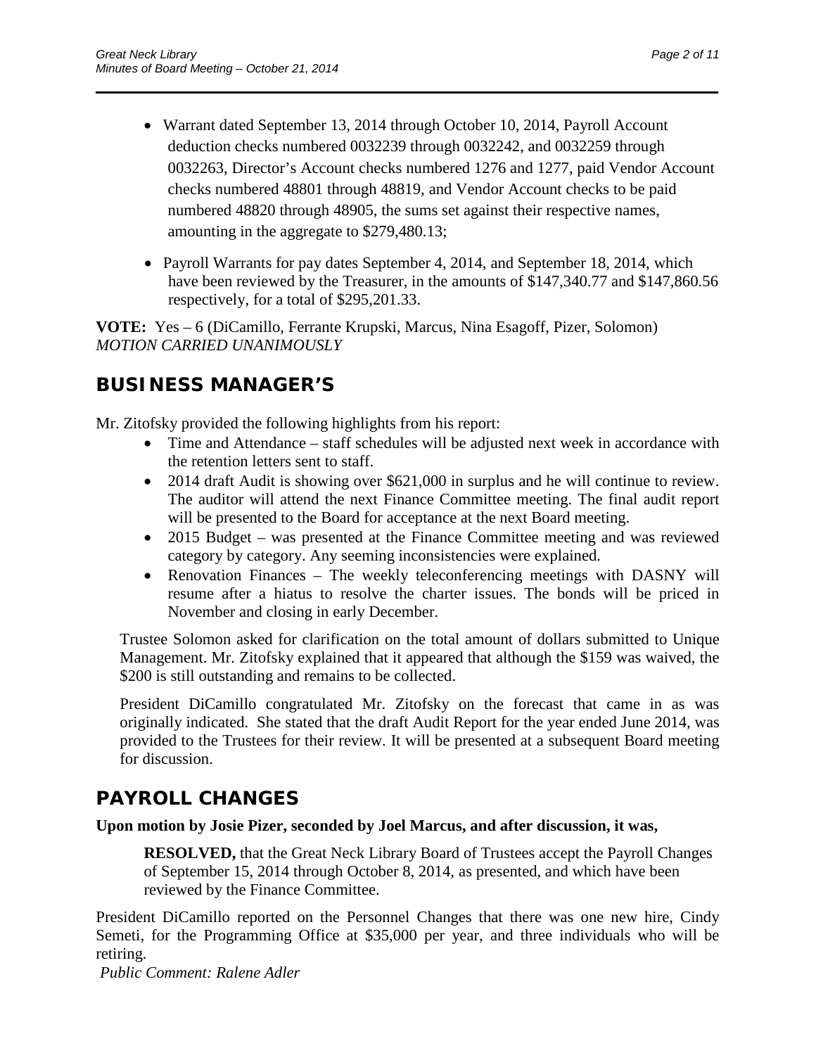- Warrant dated September 13, 2014 through October 10, 2014, Payroll Account deduction checks numbered 0032239 through 0032242, and 0032259 through 0032263, Director's Account checks numbered 1276 and 1277, paid Vendor Account checks numbered 48801 through 48819, and Vendor Account checks to be paid numbered 48820 through 48905, the sums set against their respective names, amounting in the aggregate to $279,480.13;

- Payroll Warrants for pay dates September 4, 2014, and September 18, 2014, which have been reviewed by the Treasurer, in the amounts of $147,340.77 and $147,860.56 respectively, for a total of $295,201.33.

**VOTE:** Yes – 6 (DiCamillo, Ferrante Krupski, Marcus, Nina Esagoff, Pizer, Solomon)
*MOTION CARRIED UNANIMOUSLY*

## BUSINESS MANAGER'S

Mr. Zitofsky provided the following highlights from his report:

- Time and Attendance – staff schedules will be adjusted next week in accordance with the retention letters sent to staff.
- 2014 draft Audit is showing over $621,000 in surplus and he will continue to review. The auditor will attend the next Finance Committee meeting. The final audit report will be presented to the Board for acceptance at the next Board meeting.
- 2015 Budget – was presented at the Finance Committee meeting and was reviewed category by category. Any seeming inconsistencies were explained.
- Renovation Finances – The weekly teleconferencing meetings with DASNY will resume after a hiatus to resolve the charter issues. The bonds will be priced in November and closing in early December.

Trustee Solomon asked for clarification on the total amount of dollars submitted to Unique Management. Mr. Zitofsky explained that it appeared that although the $159 was waived, the $200 is still outstanding and remains to be collected.

President DiCamillo congratulated Mr. Zitofsky on the forecast that came in as was originally indicated. She stated that the draft Audit Report for the year ended June 2014, was provided to the Trustees for their review. It will be presented at a subsequent Board meeting for discussion.

## PAYROLL CHANGES

**Upon motion by Josie Pizer, seconded by Joel Marcus, and after discussion, it was,**

> **RESOLVED,** that the Great Neck Library Board of Trustees accept the Payroll Changes of September 15, 2014 through October 8, 2014, as presented, and which have been reviewed by the Finance Committee.

President DiCamillo reported on the Personnel Changes that there was one new hire, Cindy Semeti, for the Programming Office at $35,000 per year, and three individuals who will be retiring.

*Public Comment: Ralene Adler*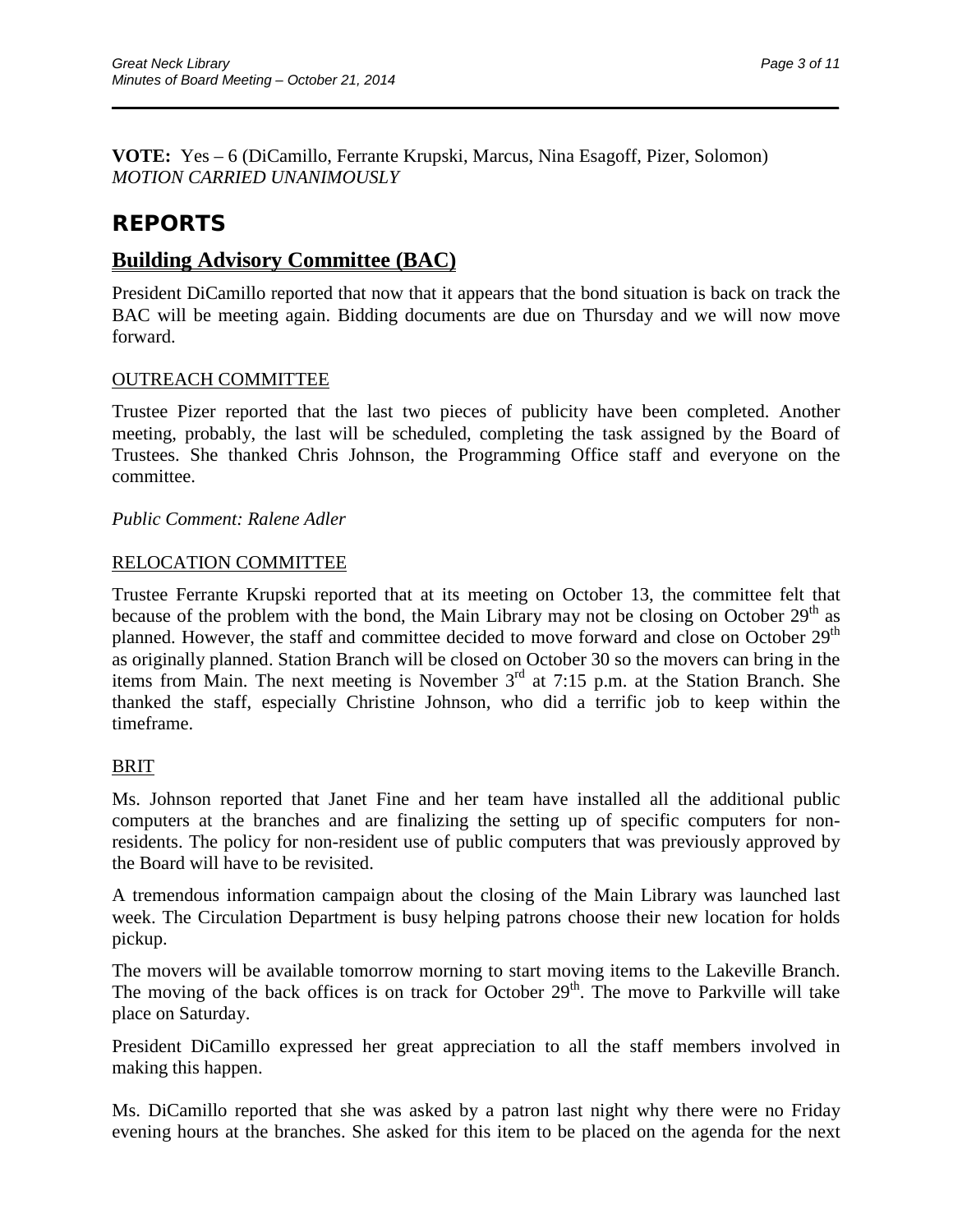**VOTE:** Yes – 6 (DiCamillo, Ferrante Krupski, Marcus, Nina Esagoff, Pizer, Solomon)
*MOTION CARRIED UNANIMOUSLY*

# REPORTS

## Building Advisory Committee (BAC)

President DiCamillo reported that now that it appears that the bond situation is back on track the BAC will be meeting again. Bidding documents are due on Thursday and we will now move forward.

### OUTREACH COMMITTEE

Trustee Pizer reported that the last two pieces of publicity have been completed. Another meeting, probably, the last will be scheduled, completing the task assigned by the Board of Trustees. She thanked Chris Johnson, the Programming Office staff and everyone on the committee.

*Public Comment: Ralene Adler*

### RELOCATION COMMITTEE

Trustee Ferrante Krupski reported that at its meeting on October 13, the committee felt that because of the problem with the bond, the Main Library may not be closing on October 29th as planned. However, the staff and committee decided to move forward and close on October 29th as originally planned. Station Branch will be closed on October 30 so the movers can bring in the items from Main. The next meeting is November 3rd at 7:15 p.m. at the Station Branch. She thanked the staff, especially Christine Johnson, who did a terrific job to keep within the timeframe.

### BRIT

Ms. Johnson reported that Janet Fine and her team have installed all the additional public computers at the branches and are finalizing the setting up of specific computers for non-residents. The policy for non-resident use of public computers that was previously approved by the Board will have to be revisited.

A tremendous information campaign about the closing of the Main Library was launched last week. The Circulation Department is busy helping patrons choose their new location for holds pickup.

The movers will be available tomorrow morning to start moving items to the Lakeville Branch. The moving of the back offices is on track for October 29th. The move to Parkville will take place on Saturday.

President DiCamillo expressed her great appreciation to all the staff members involved in making this happen.

Ms. DiCamillo reported that she was asked by a patron last night why there were no Friday evening hours at the branches. She asked for this item to be placed on the agenda for the next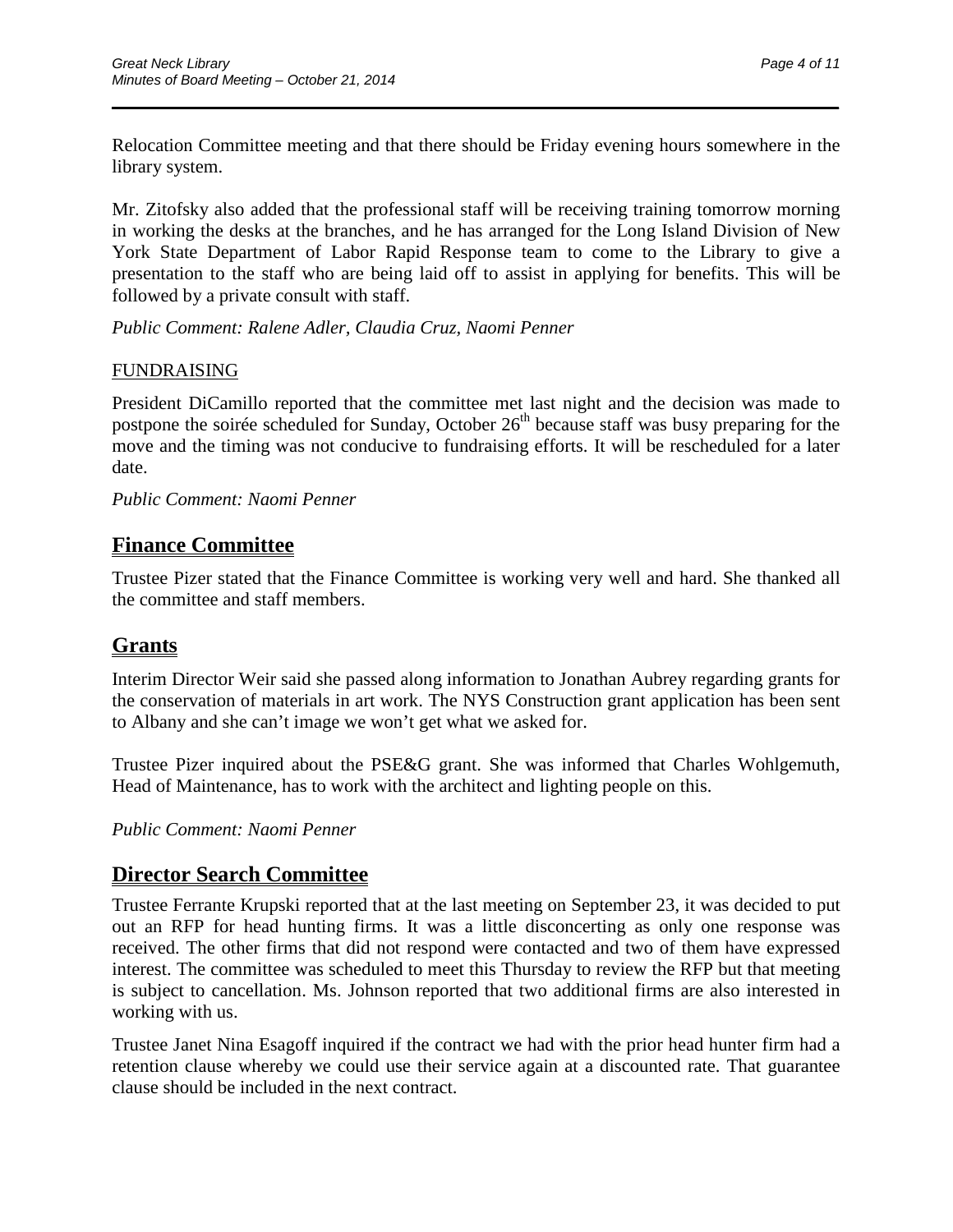Relocation Committee meeting and that there should be Friday evening hours somewhere in the library system.

Mr. Zitofsky also added that the professional staff will be receiving training tomorrow morning in working the desks at the branches, and he has arranged for the Long Island Division of New York State Department of Labor Rapid Response team to come to the Library to give a presentation to the staff who are being laid off to assist in applying for benefits. This will be followed by a private consult with staff.

*Public Comment: Ralene Adler, Claudia Cruz, Naomi Penner*

FUNDRAISING

President DiCamillo reported that the committee met last night and the decision was made to postpone the soirée scheduled for Sunday, October 26th because staff was busy preparing for the move and the timing was not conducive to fundraising efforts. It will be rescheduled for a later date.

*Public Comment: Naomi Penner*

## Finance Committee

Trustee Pizer stated that the Finance Committee is working very well and hard. She thanked all the committee and staff members.

## Grants

Interim Director Weir said she passed along information to Jonathan Aubrey regarding grants for the conservation of materials in art work. The NYS Construction grant application has been sent to Albany and she can't image we won't get what we asked for.

Trustee Pizer inquired about the PSE&G grant. She was informed that Charles Wohlgemuth, Head of Maintenance, has to work with the architect and lighting people on this.

*Public Comment: Naomi Penner*

## Director Search Committee

Trustee Ferrante Krupski reported that at the last meeting on September 23, it was decided to put out an RFP for head hunting firms. It was a little disconcerting as only one response was received. The other firms that did not respond were contacted and two of them have expressed interest. The committee was scheduled to meet this Thursday to review the RFP but that meeting is subject to cancellation. Ms. Johnson reported that two additional firms are also interested in working with us.

Trustee Janet Nina Esagoff inquired if the contract we had with the prior head hunter firm had a retention clause whereby we could use their service again at a discounted rate. That guarantee clause should be included in the next contract.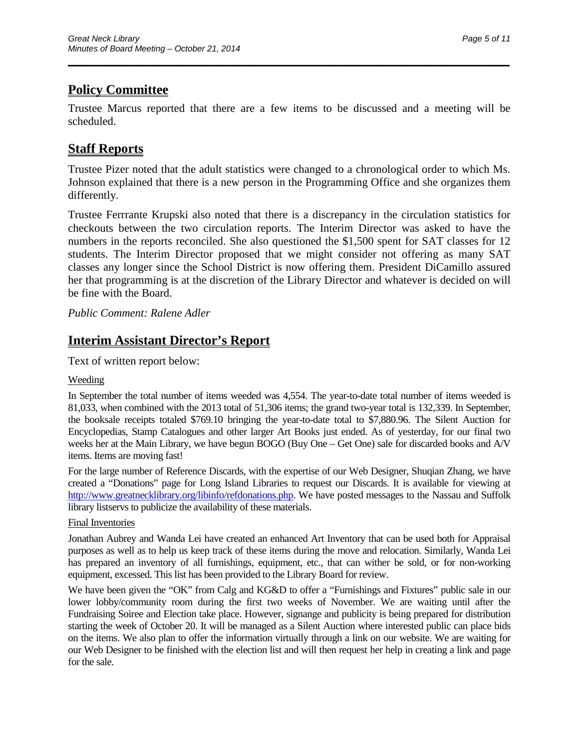## Policy Committee

Trustee Marcus reported that there are a few items to be discussed and a meeting will be scheduled.

## Staff Reports

Trustee Pizer noted that the adult statistics were changed to a chronological order to which Ms. Johnson explained that there is a new person in the Programming Office and she organizes them differently.

Trustee Ferrrante Krupski also noted that there is a discrepancy in the circulation statistics for checkouts between the two circulation reports. The Interim Director was asked to have the numbers in the reports reconciled. She also questioned the $1,500 spent for SAT classes for 12 students. The Interim Director proposed that we might consider not offering as many SAT classes any longer since the School District is now offering them. President DiCamillo assured her that programming is at the discretion of the Library Director and whatever is decided on will be fine with the Board.

*Public Comment: Ralene Adler*

## Interim Assistant Director's Report

Text of written report below:

Weeding

In September the total number of items weeded was 4,554. The year-to-date total number of items weeded is 81,033, when combined with the 2013 total of 51,306 items; the grand two-year total is 132,339. In September, the booksale receipts totaled $769.10 bringing the year-to-date total to $7,880.96. The Silent Auction for Encyclopedias, Stamp Catalogues and other larger Art Books just ended. As of yesterday, for our final two weeks her at the Main Library, we have begun BOGO (Buy One – Get One) sale for discarded books and A/V items. Items are moving fast!

For the large number of Reference Discards, with the expertise of our Web Designer, Shuqian Zhang, we have created a "Donations" page for Long Island Libraries to request our Discards. It is available for viewing at http://www.greatnecklibrary.org/libinfo/refdonations.php. We have posted messages to the Nassau and Suffolk library listservs to publicize the availability of these materials.

Final Inventories

Jonathan Aubrey and Wanda Lei have created an enhanced Art Inventory that can be used both for Appraisal purposes as well as to help us keep track of these items during the move and relocation. Similarly, Wanda Lei has prepared an inventory of all furnishings, equipment, etc., that can wither be sold, or for non-working equipment, excessed. This list has been provided to the Library Board for review.

We have been given the "OK" from Calg and KG&D to offer a "Furnishings and Fixtures" public sale in our lower lobby/community room during the first two weeks of November. We are waiting until after the Fundraising Soiree and Election take place. However, signange and publicity is being prepared for distribution starting the week of October 20. It will be managed as a Silent Auction where interested public can place bids on the items. We also plan to offer the information virtually through a link on our website. We are waiting for our Web Designer to be finished with the election list and will then request her help in creating a link and page for the sale.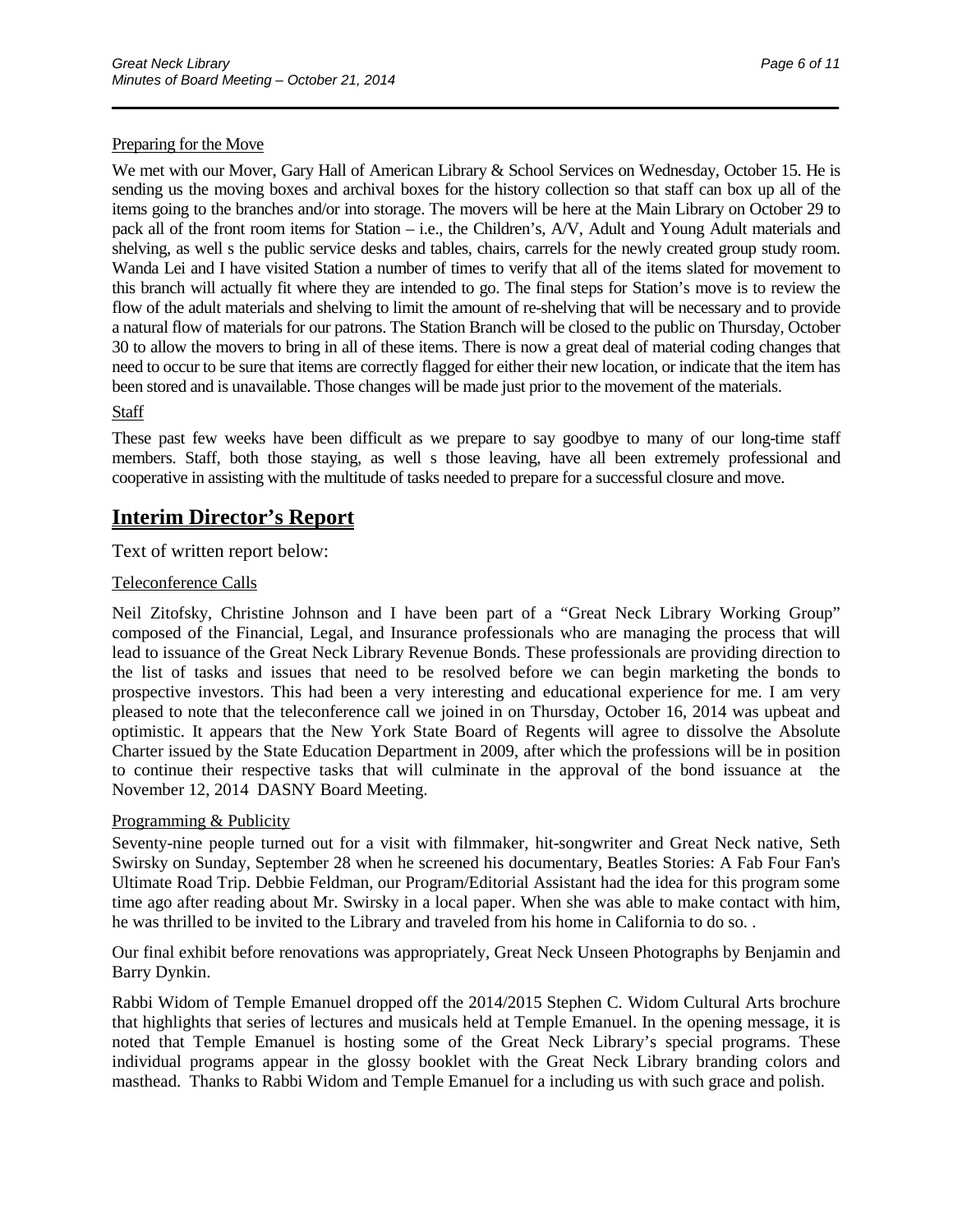Preparing for the Move

We met with our Mover, Gary Hall of American Library & School Services on Wednesday, October 15. He is sending us the moving boxes and archival boxes for the history collection so that staff can box up all of the items going to the branches and/or into storage. The movers will be here at the Main Library on October 29 to pack all of the front room items for Station – i.e., the Children's, A/V, Adult and Young Adult materials and shelving, as well s the public service desks and tables, chairs, carrels for the newly created group study room. Wanda Lei and I have visited Station a number of times to verify that all of the items slated for movement to this branch will actually fit where they are intended to go. The final steps for Station's move is to review the flow of the adult materials and shelving to limit the amount of re-shelving that will be necessary and to provide a natural flow of materials for our patrons. The Station Branch will be closed to the public on Thursday, October 30 to allow the movers to bring in all of these items. There is now a great deal of material coding changes that need to occur to be sure that items are correctly flagged for either their new location, or indicate that the item has been stored and is unavailable. Those changes will be made just prior to the movement of the materials.

Staff

These past few weeks have been difficult as we prepare to say goodbye to many of our long-time staff members. Staff, both those staying, as well s those leaving, have all been extremely professional and cooperative in assisting with the multitude of tasks needed to prepare for a successful closure and move.

## Interim Director's Report

Text of written report below:

Teleconference Calls

Neil Zitofsky, Christine Johnson and I have been part of a "Great Neck Library Working Group" composed of the Financial, Legal, and Insurance professionals who are managing the process that will lead to issuance of the Great Neck Library Revenue Bonds. These professionals are providing direction to the list of tasks and issues that need to be resolved before we can begin marketing the bonds to prospective investors. This had been a very interesting and educational experience for me. I am very pleased to note that the teleconference call we joined in on Thursday, October 16, 2014 was upbeat and optimistic. It appears that the New York State Board of Regents will agree to dissolve the Absolute Charter issued by the State Education Department in 2009, after which the professions will be in position to continue their respective tasks that will culminate in the approval of the bond issuance at the November 12, 2014 DASNY Board Meeting.

Programming & Publicity

Seventy-nine people turned out for a visit with filmmaker, hit-songwriter and Great Neck native, Seth Swirsky on Sunday, September 28 when he screened his documentary, Beatles Stories: A Fab Four Fan's Ultimate Road Trip. Debbie Feldman, our Program/Editorial Assistant had the idea for this program some time ago after reading about Mr. Swirsky in a local paper. When she was able to make contact with him, he was thrilled to be invited to the Library and traveled from his home in California to do so. .

Our final exhibit before renovations was appropriately, Great Neck Unseen Photographs by Benjamin and Barry Dynkin.

Rabbi Widom of Temple Emanuel dropped off the 2014/2015 Stephen C. Widom Cultural Arts brochure that highlights that series of lectures and musicals held at Temple Emanuel. In the opening message, it is noted that Temple Emanuel is hosting some of the Great Neck Library's special programs. These individual programs appear in the glossy booklet with the Great Neck Library branding colors and masthead. Thanks to Rabbi Widom and Temple Emanuel for a including us with such grace and polish.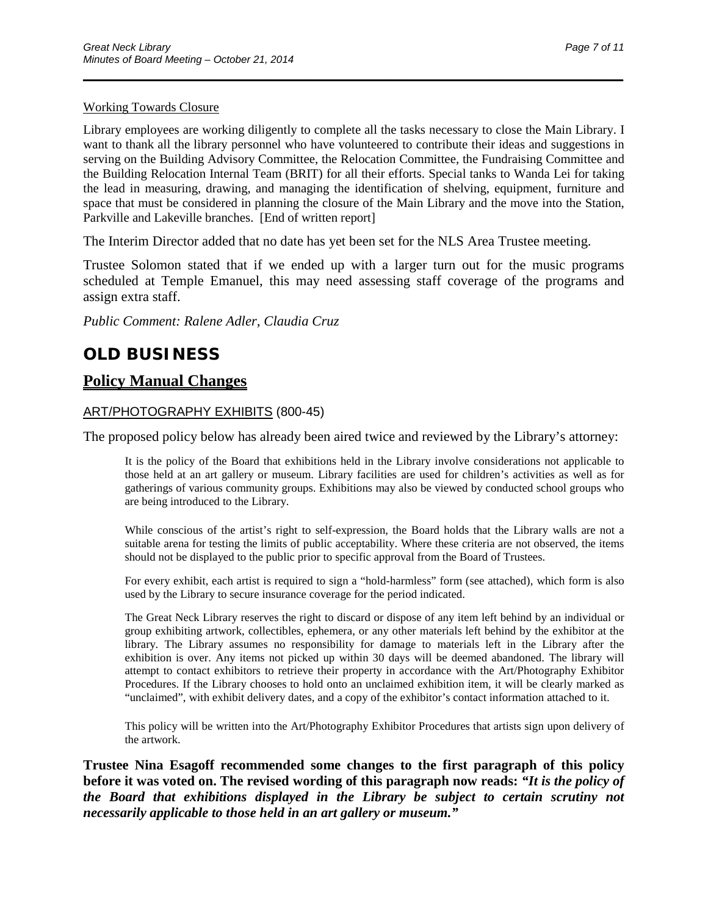Working Towards Closure

Library employees are working diligently to complete all the tasks necessary to close the Main Library. I want to thank all the library personnel who have volunteered to contribute their ideas and suggestions in serving on the Building Advisory Committee, the Relocation Committee, the Fundraising Committee and the Building Relocation Internal Team (BRIT) for all their efforts. Special tanks to Wanda Lei for taking the lead in measuring, drawing, and managing the identification of shelving, equipment, furniture and space that must be considered in planning the closure of the Main Library and the move into the Station, Parkville and Lakeville branches. [End of written report]

The Interim Director added that no date has yet been set for the NLS Area Trustee meeting.

Trustee Solomon stated that if we ended up with a larger turn out for the music programs scheduled at Temple Emanuel, this may need assessing staff coverage of the programs and assign extra staff.

*Public Comment: Ralene Adler, Claudia Cruz*

# OLD BUSINESS

## Policy Manual Changes

ART/PHOTOGRAPHY EXHIBITS (800-45)

The proposed policy below has already been aired twice and reviewed by the Library's attorney:

> It is the policy of the Board that exhibitions held in the Library involve considerations not applicable to those held at an art gallery or museum. Library facilities are used for children's activities as well as for gatherings of various community groups. Exhibitions may also be viewed by conducted school groups who are being introduced to the Library.
>
> While conscious of the artist's right to self-expression, the Board holds that the Library walls are not a suitable arena for testing the limits of public acceptability. Where these criteria are not observed, the items should not be displayed to the public prior to specific approval from the Board of Trustees.
>
> For every exhibit, each artist is required to sign a "hold-harmless" form (see attached), which form is also used by the Library to secure insurance coverage for the period indicated.
>
> The Great Neck Library reserves the right to discard or dispose of any item left behind by an individual or group exhibiting artwork, collectibles, ephemera, or any other materials left behind by the exhibitor at the library. The Library assumes no responsibility for damage to materials left in the Library after the exhibition is over. Any items not picked up within 30 days will be deemed abandoned. The library will attempt to contact exhibitors to retrieve their property in accordance with the Art/Photography Exhibitor Procedures. If the Library chooses to hold onto an unclaimed exhibition item, it will be clearly marked as "unclaimed", with exhibit delivery dates, and a copy of the exhibitor's contact information attached to it.
>
> This policy will be written into the Art/Photography Exhibitor Procedures that artists sign upon delivery of the artwork.

**Trustee Nina Esagoff recommended some changes to the first paragraph of this policy before it was voted on. The revised wording of this paragraph now reads: *"It is the policy of the Board that exhibitions displayed in the Library be subject to certain scrutiny not necessarily applicable to those held in an art gallery or museum."***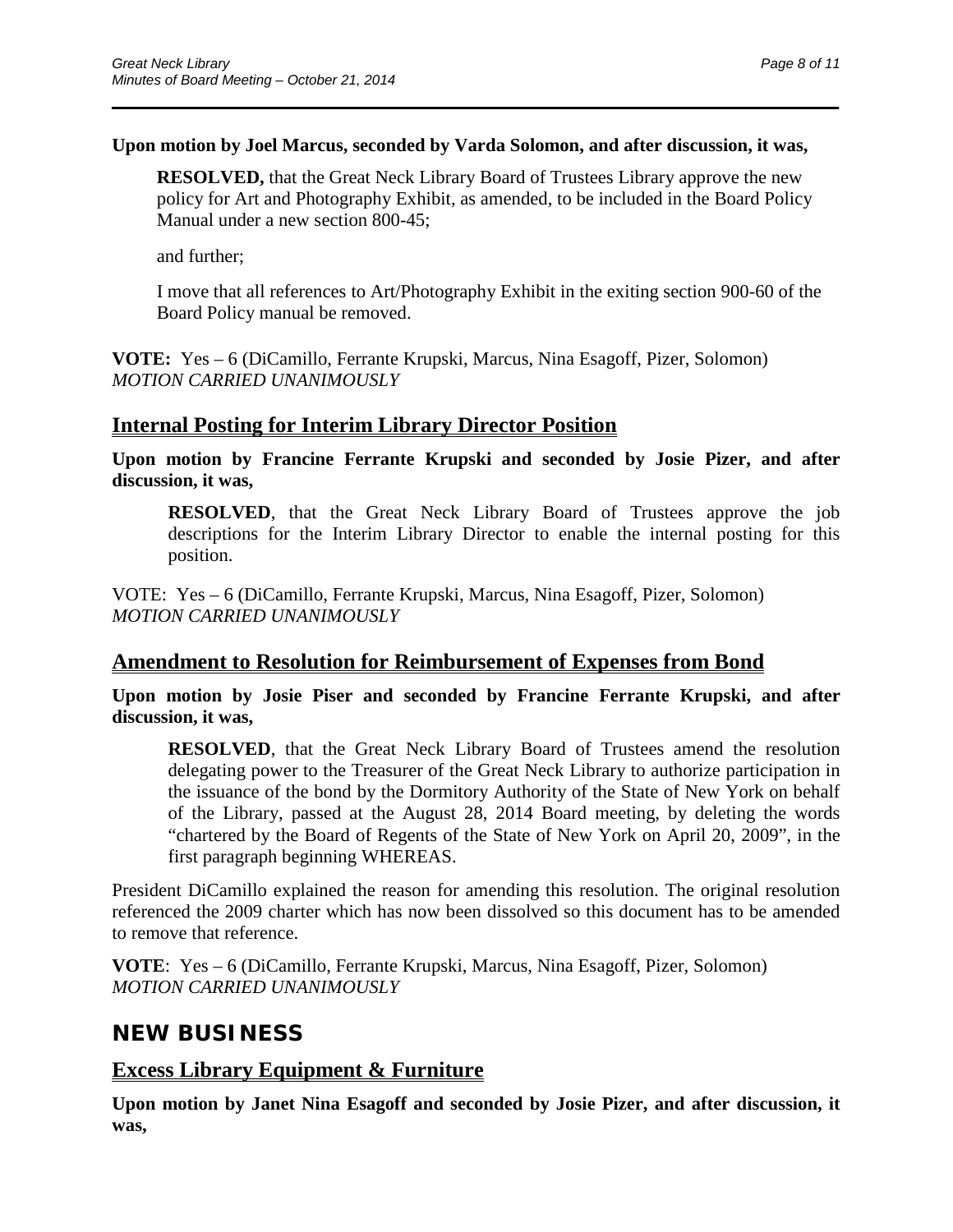**Upon motion by Joel Marcus, seconded by Varda Solomon, and after discussion, it was,**

> **RESOLVED,** that the Great Neck Library Board of Trustees Library approve the new policy for Art and Photography Exhibit, as amended, to be included in the Board Policy Manual under a new section 800-45;
>
> and further;
>
> I move that all references to Art/Photography Exhibit in the exiting section 900-60 of the Board Policy manual be removed.

**VOTE:** Yes – 6 (DiCamillo, Ferrante Krupski, Marcus, Nina Esagoff, Pizer, Solomon)
*MOTION CARRIED UNANIMOUSLY*

## Internal Posting for Interim Library Director Position

**Upon motion by Francine Ferrante Krupski and seconded by Josie Pizer, and after discussion, it was,**

> **RESOLVED**, that the Great Neck Library Board of Trustees approve the job descriptions for the Interim Library Director to enable the internal posting for this position.

VOTE: Yes – 6 (DiCamillo, Ferrante Krupski, Marcus, Nina Esagoff, Pizer, Solomon)
*MOTION CARRIED UNANIMOUSLY*

## Amendment to Resolution for Reimbursement of Expenses from Bond

**Upon motion by Josie Piser and seconded by Francine Ferrante Krupski, and after discussion, it was,**

> **RESOLVED**, that the Great Neck Library Board of Trustees amend the resolution delegating power to the Treasurer of the Great Neck Library to authorize participation in the issuance of the bond by the Dormitory Authority of the State of New York on behalf of the Library, passed at the August 28, 2014 Board meeting, by deleting the words "chartered by the Board of Regents of the State of New York on April 20, 2009", in the first paragraph beginning WHEREAS.

President DiCamillo explained the reason for amending this resolution. The original resolution referenced the 2009 charter which has now been dissolved so this document has to be amended to remove that reference.

**VOTE**: Yes – 6 (DiCamillo, Ferrante Krupski, Marcus, Nina Esagoff, Pizer, Solomon)
*MOTION CARRIED UNANIMOUSLY*

# NEW BUSINESS

## Excess Library Equipment & Furniture

**Upon motion by Janet Nina Esagoff and seconded by Josie Pizer, and after discussion, it was,**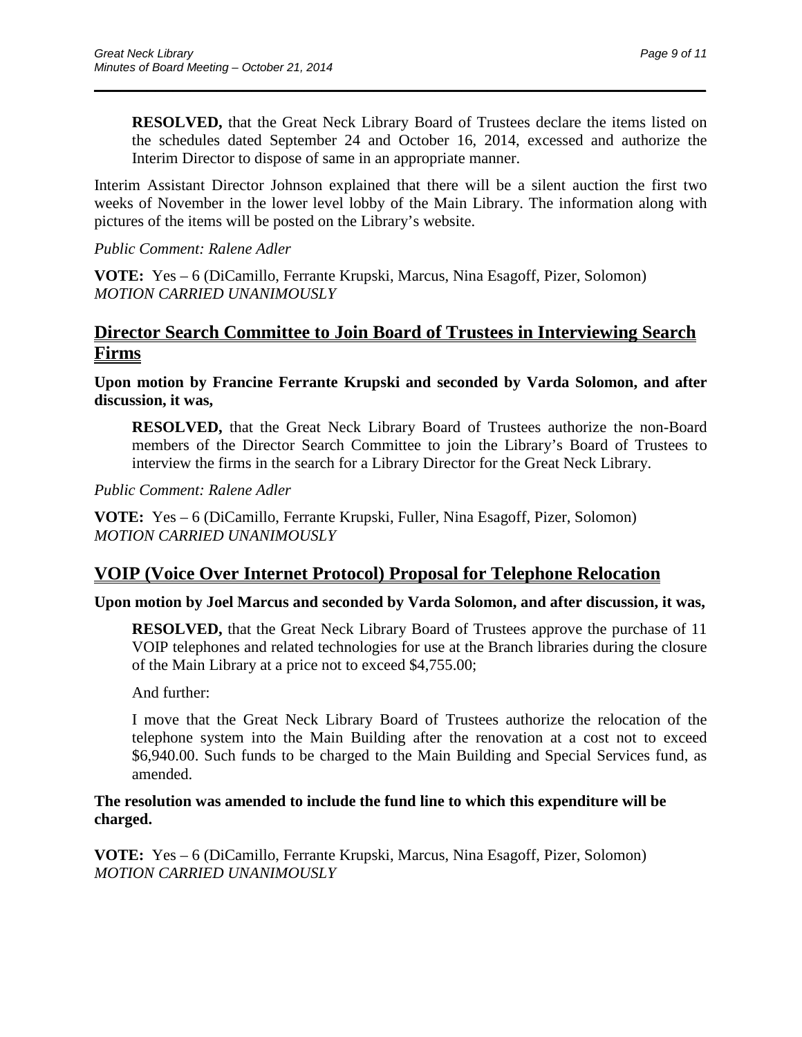**RESOLVED,** that the Great Neck Library Board of Trustees declare the items listed on the schedules dated September 24 and October 16, 2014, excessed and authorize the Interim Director to dispose of same in an appropriate manner.

Interim Assistant Director Johnson explained that there will be a silent auction the first two weeks of November in the lower level lobby of the Main Library. The information along with pictures of the items will be posted on the Library's website.

*Public Comment: Ralene Adler*

**VOTE:** Yes – 6 (DiCamillo, Ferrante Krupski, Marcus, Nina Esagoff, Pizer, Solomon)
*MOTION CARRIED UNANIMOUSLY*

## Director Search Committee to Join Board of Trustees in Interviewing Search Firms

**Upon motion by Francine Ferrante Krupski and seconded by Varda Solomon, and after discussion, it was,**

**RESOLVED,** that the Great Neck Library Board of Trustees authorize the non-Board members of the Director Search Committee to join the Library's Board of Trustees to interview the firms in the search for a Library Director for the Great Neck Library.

*Public Comment: Ralene Adler*

**VOTE:** Yes – 6 (DiCamillo, Ferrante Krupski, Fuller, Nina Esagoff, Pizer, Solomon)
*MOTION CARRIED UNANIMOUSLY*

## VOIP (Voice Over Internet Protocol) Proposal for Telephone Relocation

**Upon motion by Joel Marcus and seconded by Varda Solomon, and after discussion, it was,**

**RESOLVED,** that the Great Neck Library Board of Trustees approve the purchase of 11 VOIP telephones and related technologies for use at the Branch libraries during the closure of the Main Library at a price not to exceed $4,755.00;

And further:

I move that the Great Neck Library Board of Trustees authorize the relocation of the telephone system into the Main Building after the renovation at a cost not to exceed $6,940.00. Such funds to be charged to the Main Building and Special Services fund, as amended.

**The resolution was amended to include the fund line to which this expenditure will be charged.**

**VOTE:** Yes – 6 (DiCamillo, Ferrante Krupski, Marcus, Nina Esagoff, Pizer, Solomon)
*MOTION CARRIED UNANIMOUSLY*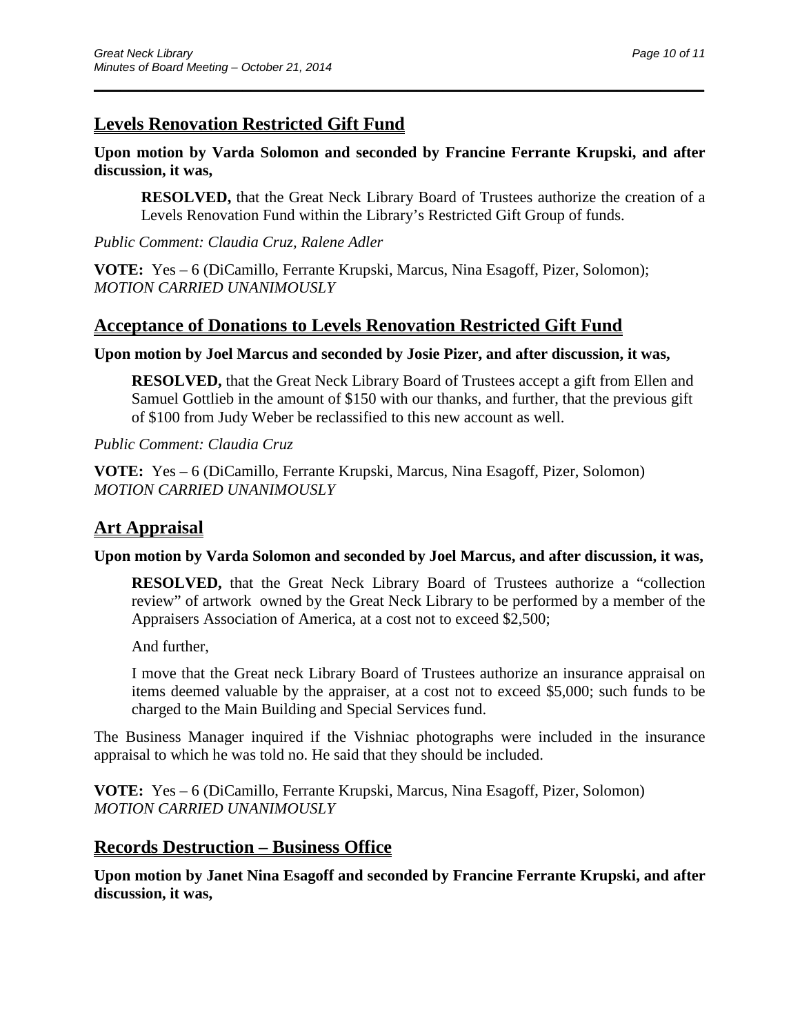## Levels Renovation Restricted Gift Fund

**Upon motion by Varda Solomon and seconded by Francine Ferrante Krupski, and after discussion, it was,**

> **RESOLVED,** that the Great Neck Library Board of Trustees authorize the creation of a Levels Renovation Fund within the Library's Restricted Gift Group of funds.

*Public Comment: Claudia Cruz, Ralene Adler*

**VOTE:** Yes – 6 (DiCamillo, Ferrante Krupski, Marcus, Nina Esagoff, Pizer, Solomon); *MOTION CARRIED UNANIMOUSLY*

## Acceptance of Donations to Levels Renovation Restricted Gift Fund

**Upon motion by Joel Marcus and seconded by Josie Pizer, and after discussion, it was,**

> **RESOLVED,** that the Great Neck Library Board of Trustees accept a gift from Ellen and Samuel Gottlieb in the amount of $150 with our thanks, and further, that the previous gift of $100 from Judy Weber be reclassified to this new account as well.

*Public Comment: Claudia Cruz*

**VOTE:** Yes – 6 (DiCamillo, Ferrante Krupski, Marcus, Nina Esagoff, Pizer, Solomon) *MOTION CARRIED UNANIMOUSLY*

## Art Appraisal

**Upon motion by Varda Solomon and seconded by Joel Marcus, and after discussion, it was,**

> **RESOLVED,** that the Great Neck Library Board of Trustees authorize a "collection review" of artwork owned by the Great Neck Library to be performed by a member of the Appraisers Association of America, at a cost not to exceed $2,500;
>
> And further,
>
> I move that the Great neck Library Board of Trustees authorize an insurance appraisal on items deemed valuable by the appraiser, at a cost not to exceed $5,000; such funds to be charged to the Main Building and Special Services fund.

The Business Manager inquired if the Vishniac photographs were included in the insurance appraisal to which he was told no. He said that they should be included.

**VOTE:** Yes – 6 (DiCamillo, Ferrante Krupski, Marcus, Nina Esagoff, Pizer, Solomon) *MOTION CARRIED UNANIMOUSLY*

## Records Destruction – Business Office

**Upon motion by Janet Nina Esagoff and seconded by Francine Ferrante Krupski, and after discussion, it was,**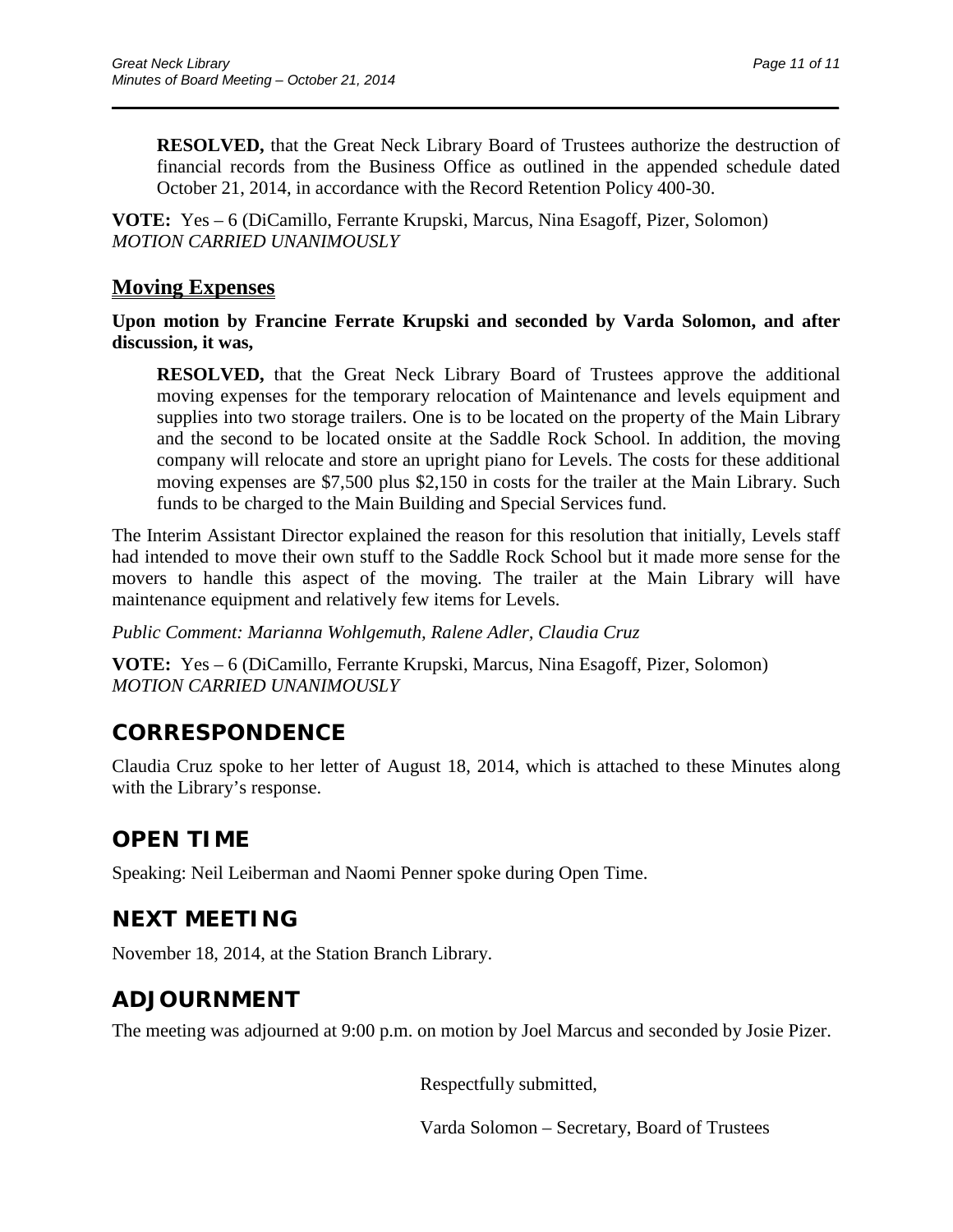**RESOLVED,** that the Great Neck Library Board of Trustees authorize the destruction of financial records from the Business Office as outlined in the appended schedule dated October 21, 2014, in accordance with the Record Retention Policy 400-30.

**VOTE:** Yes – 6 (DiCamillo, Ferrante Krupski, Marcus, Nina Esagoff, Pizer, Solomon)
*MOTION CARRIED UNANIMOUSLY*

## Moving Expenses

**Upon motion by Francine Ferrate Krupski and seconded by Varda Solomon, and after discussion, it was,**

**RESOLVED,** that the Great Neck Library Board of Trustees approve the additional moving expenses for the temporary relocation of Maintenance and levels equipment and supplies into two storage trailers. One is to be located on the property of the Main Library and the second to be located onsite at the Saddle Rock School. In addition, the moving company will relocate and store an upright piano for Levels. The costs for these additional moving expenses are $7,500 plus $2,150 in costs for the trailer at the Main Library. Such funds to be charged to the Main Building and Special Services fund.

The Interim Assistant Director explained the reason for this resolution that initially, Levels staff had intended to move their own stuff to the Saddle Rock School but it made more sense for the movers to handle this aspect of the moving. The trailer at the Main Library will have maintenance equipment and relatively few items for Levels.

*Public Comment: Marianna Wohlgemuth, Ralene Adler, Claudia Cruz*

**VOTE:** Yes – 6 (DiCamillo, Ferrante Krupski, Marcus, Nina Esagoff, Pizer, Solomon)
*MOTION CARRIED UNANIMOUSLY*

# CORRESPONDENCE

Claudia Cruz spoke to her letter of August 18, 2014, which is attached to these Minutes along with the Library's response.

# OPEN TIME

Speaking: Neil Leiberman and Naomi Penner spoke during Open Time.

# NEXT MEETING

November 18, 2014, at the Station Branch Library.

# ADJOURNMENT

The meeting was adjourned at 9:00 p.m. on motion by Joel Marcus and seconded by Josie Pizer.

Respectfully submitted,

Varda Solomon – Secretary, Board of Trustees